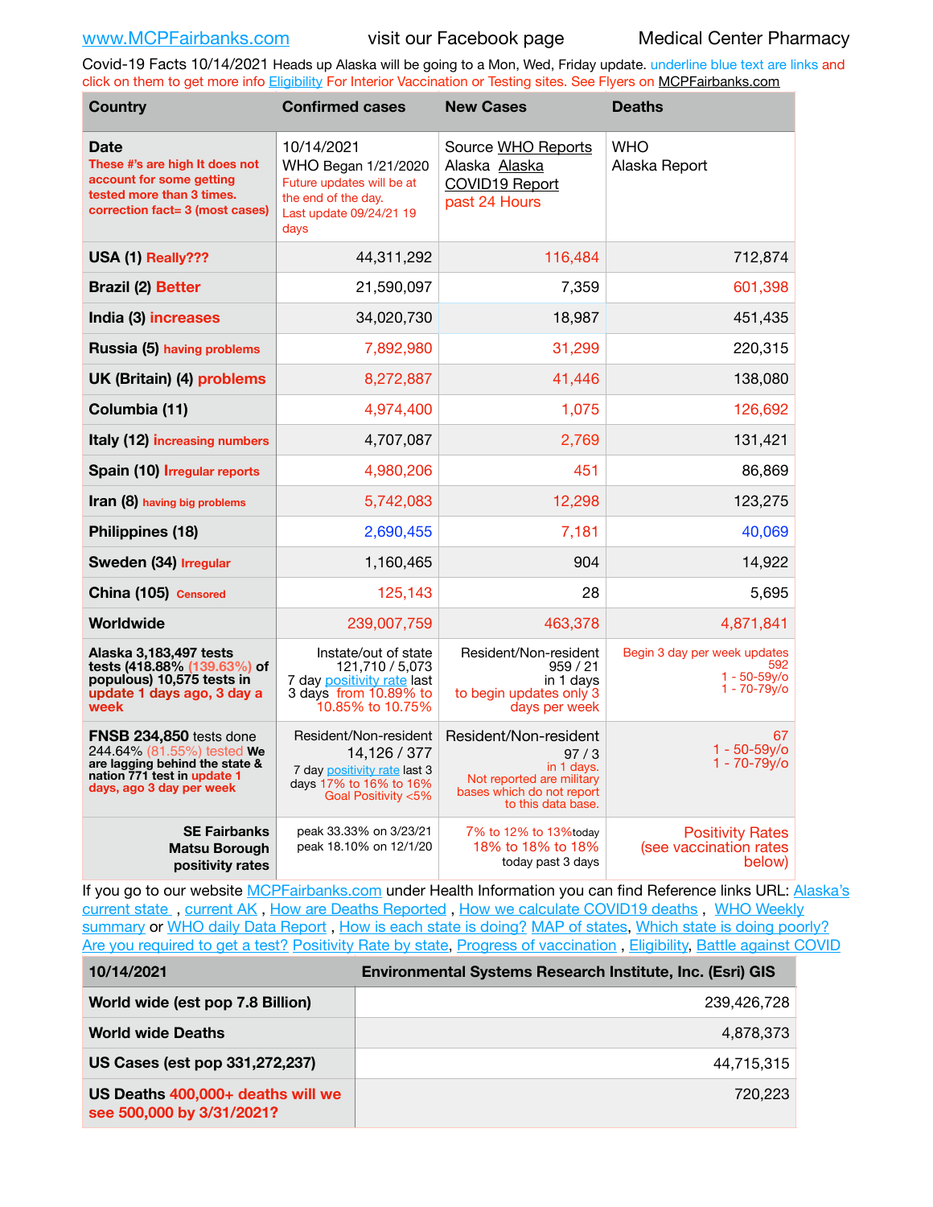www.MCPFairbanks.com visit our Facebook page Medical Center Pharmacy

Covid-19 Facts 10/14/2021 Heads up Alaska will be going to a Mon, Wed, Friday update. underline blue text are links and click on them to get more info Eligibility For Interior Vaccination or Testing sites. See Flyers on MCPFairbanks.com

| Country | Confirmed cases | New Cases | Deaths |
|---|---|---|---|
| **Date** These #'s are high It does not account for some getting tested more than 3 times. correction fact= 3 (most cases) | 10/14/2021 WHO Began 1/21/2020 Future updates will be at the end of the day. Last update 09/24/21 19 days | Source WHO Reports Alaska Alaska COVID19 Report past 24 Hours | WHO Alaska Report |
| **USA (1) Really???** | 44,311,292 | 116,484 | 712,874 |
| **Brazil (2) Better** | 21,590,097 | 7,359 | 601,398 |
| **India (3) increases** | 34,020,730 | 18,987 | 451,435 |
| **Russia (5) having problems** | 7,892,980 | 31,299 | 220,315 |
| **UK (Britain) (4) problems** | 8,272,887 | 41,446 | 138,080 |
| **Columbia (11)** | 4,974,400 | 1,075 | 126,692 |
| **Italy (12) increasing numbers** | 4,707,087 | 2,769 | 131,421 |
| **Spain (10) Irregular reports** | 4,980,206 | 451 | 86,869 |
| **Iran (8) having big problems** | 5,742,083 | 12,298 | 123,275 |
| **Philippines (18)** | 2,690,455 | 7,181 | 40,069 |
| **Sweden (34) Irregular** | 1,160,465 | 904 | 14,922 |
| **China (105) Censored** | 125,143 | 28 | 5,695 |
| **Worldwide** | 239,007,759 | 463,378 | 4,871,841 |
| **Alaska 3,183,497 tests tests (418.88% (139.63%) of populous) 10,575 tests in update 1 days ago, 3 day a week** | Instate/out of state 121,710 / 5,073 7 day positivity rate last 3 days from 10.89% to 10.85% to 10.75% | Resident/Non-resident 959 / 21 in 1 days to begin updates only 3 days per week | Begin 3 day per week updates 592 1 - 50-59y/o 1 - 70-79y/o |
| **FNSB 234,850** tests done 244.64% (81.55%) tested We are lagging behind the state & nation 771 test in update 1 days, ago 3 day per week | Resident/Non-resident 14,126 / 377 7 day positivity rate last 3 days 17% to 16% to 16% Goal Positivity <5% | Resident/Non-resident 97 / 3 in 1 days. Not reported are military bases which do not report to this data base. | 67 1 - 50-59y/o 1 - 70-79y/o |
| **SE Fairbanks Matsu Borough positivity rates** | peak 33.33% on 3/23/21 peak 18.10% on 12/1/20 | 7% to 12% to 13% today 18% to 18% to 18% today past 3 days | Positivity Rates (see vaccination rates below) |

If you go to our website MCPFairbanks.com under Health Information you can find Reference links URL: Alaska's current state , current AK , How are Deaths Reported , How we calculate COVID19 deaths , WHO Weekly summary or WHO daily Data Report , How is each state is doing? MAP of states, Which state is doing poorly? Are you required to get a test? Positivity Rate by state, Progress of vaccination , Eligibility, Battle against COVID

| 10/14/2021 | Environmental Systems Research Institute, Inc. (Esri) GIS |
|---|---|
| **World wide (est pop 7.8 Billion)** | 239,426,728 |
| **World wide Deaths** | 4,878,373 |
| **US Cases (est pop 331,272,237)** | 44,715,315 |
| **US Deaths 400,000+ deaths will we see 500,000 by 3/31/2021?** | 720,223 |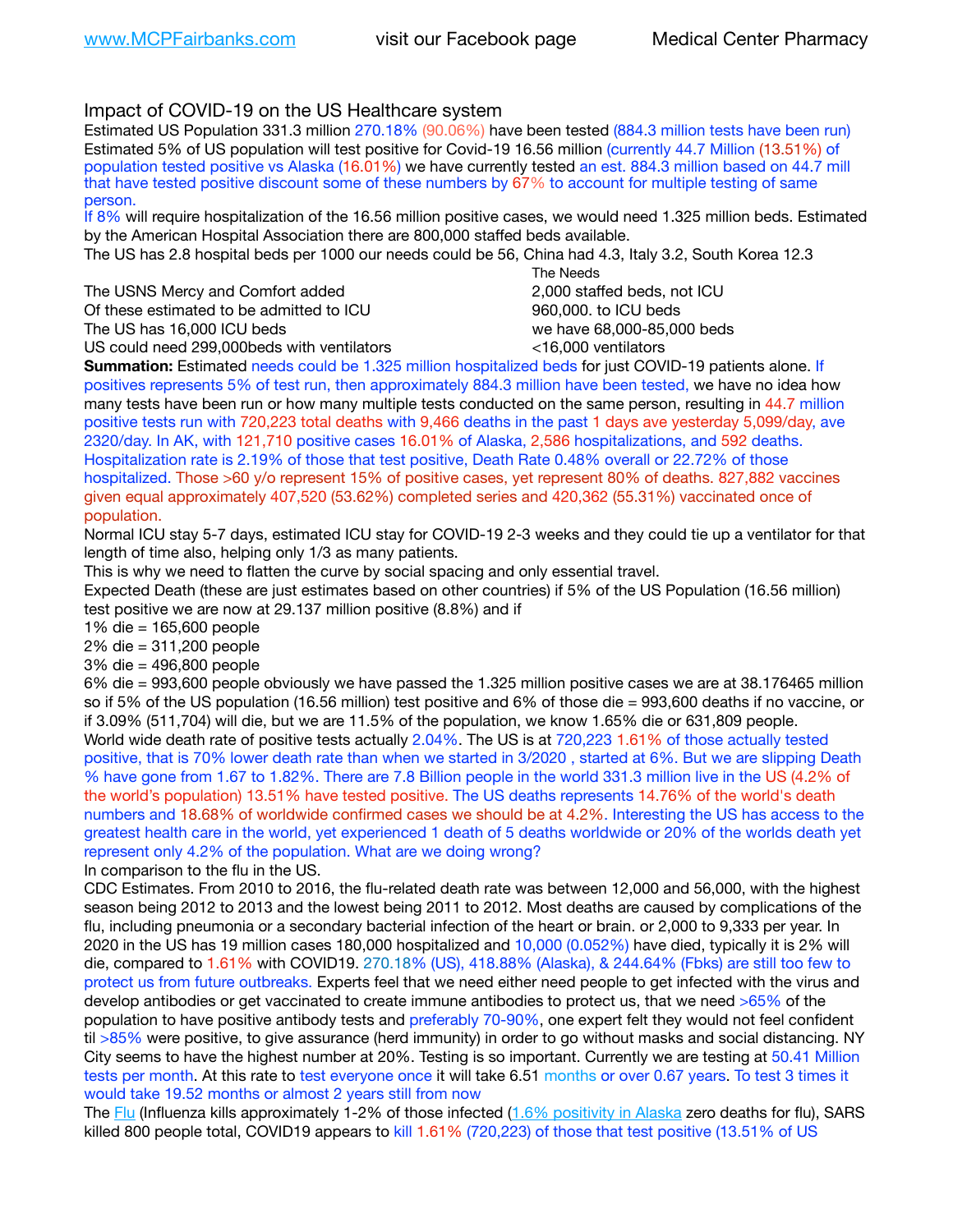Impact of COVID-19 on the US Healthcare system

Estimated US Population 331.3 million 270.18% (90.06%) have been tested (884.3 million tests have been run) Estimated 5% of US population will test positive for Covid-19 16.56 million (currently 44.7 Million (13.51%) of population tested positive vs Alaska (16.01%) we have currently tested an est. 884.3 million based on 44.7 mill that have tested positive discount some of these numbers by 67% to account for multiple testing of same person.

If 8% will require hospitalization of the 16.56 million positive cases, we would need 1.325 million beds. Estimated by the American Hospital Association there are 800,000 staffed beds available.

The US has 2.8 hospital beds per 1000 our needs could be 56, China had 4.3, Italy 3.2, South Korea 12.3

| | The Needs |
|---|---|
| The USNS Mercy and Comfort added | 2,000 staffed beds, not ICU |
| Of these estimated to be admitted to ICU | 960,000. to ICU beds |
| The US has 16,000 ICU beds | we have 68,000-85,000 beds |
| US could need 299,000beds with ventilators | <16,000 ventilators |

**Summation:** Estimated needs could be 1.325 million hospitalized beds for just COVID-19 patients alone. If positives represents 5% of test run, then approximately 884.3 million have been tested, we have no idea how many tests have been run or how many multiple tests conducted on the same person, resulting in 44.7 million positive tests run with 720,223 total deaths with 9,466 deaths in the past 1 days ave yesterday 5,099/day, ave 2320/day. In AK, with 121,710 positive cases 16.01% of Alaska, 2,586 hospitalizations, and 592 deaths. Hospitalization rate is 2.19% of those that test positive, Death Rate 0.48% overall or 22.72% of those hospitalized. Those >60 y/o represent 15% of positive cases, yet represent 80% of deaths. 827,882 vaccines given equal approximately 407,520 (53.62%) completed series and 420,362 (55.31%) vaccinated once of population.

Normal ICU stay 5-7 days, estimated ICU stay for COVID-19 2-3 weeks and they could tie up a ventilator for that length of time also, helping only 1/3 as many patients.

This is why we need to flatten the curve by social spacing and only essential travel.

Expected Death (these are just estimates based on other countries) if 5% of the US Population (16.56 million) test positive we are now at 29.137 million positive (8.8%) and if

1% die = 165,600 people
2% die = 311,200 people
3% die = 496,800 people
6% die = 993,600 people obviously we have passed the 1.325 million positive cases we are at 38.176465 million so if 5% of the US population (16.56 million) test positive and 6% of those die = 993,600 deaths if no vaccine, or if 3.09% (511,704) will die, but we are 11.5% of the population, we know 1.65% die or 631,809 people.

World wide death rate of positive tests actually 2.04%. The US is at 720,223 1.61% of those actually tested positive, that is 70% lower death rate than when we started in 3/2020 , started at 6%. But we are slipping Death % have gone from 1.67 to 1.82%. There are 7.8 Billion people in the world 331.3 million live in the US (4.2% of the world's population) 13.51% have tested positive. The US deaths represents 14.76% of the world's death numbers and 18.68% of worldwide confirmed cases we should be at 4.2%. Interesting the US has access to the greatest health care in the world, yet experienced 1 death of 5 deaths worldwide or 20% of the worlds death yet represent only 4.2% of the population. What are we doing wrong?

In comparison to the flu in the US.

CDC Estimates. From 2010 to 2016, the flu-related death rate was between 12,000 and 56,000, with the highest season being 2012 to 2013 and the lowest being 2011 to 2012. Most deaths are caused by complications of the flu, including pneumonia or a secondary bacterial infection of the heart or brain. or 2,000 to 9,333 per year. In 2020 in the US has 19 million cases 180,000 hospitalized and 10,000 (0.052%) have died, typically it is 2% will die, compared to 1.61% with COVID19. 270.18% (US), 418.88% (Alaska), & 244.64% (Fbks) are still too few to protect us from future outbreaks. Experts feel that we need either need people to get infected with the virus and develop antibodies or get vaccinated to create immune antibodies to protect us, that we need >65% of the population to have positive antibody tests and preferably 70-90%, one expert felt they would not feel confident til >85% were positive, to give assurance (herd immunity) in order to go without masks and social distancing. NY City seems to have the highest number at 20%. Testing is so important. Currently we are testing at 50.41 Million tests per month. At this rate to test everyone once it will take 6.51 months or over 0.67 years. To test 3 times it would take 19.52 months or almost 2 years still from now

The Flu (Influenza kills approximately 1-2% of those infected (1.6% positivity in Alaska zero deaths for flu), SARS killed 800 people total, COVID19 appears to kill 1.61% (720,223) of those that test positive (13.51% of US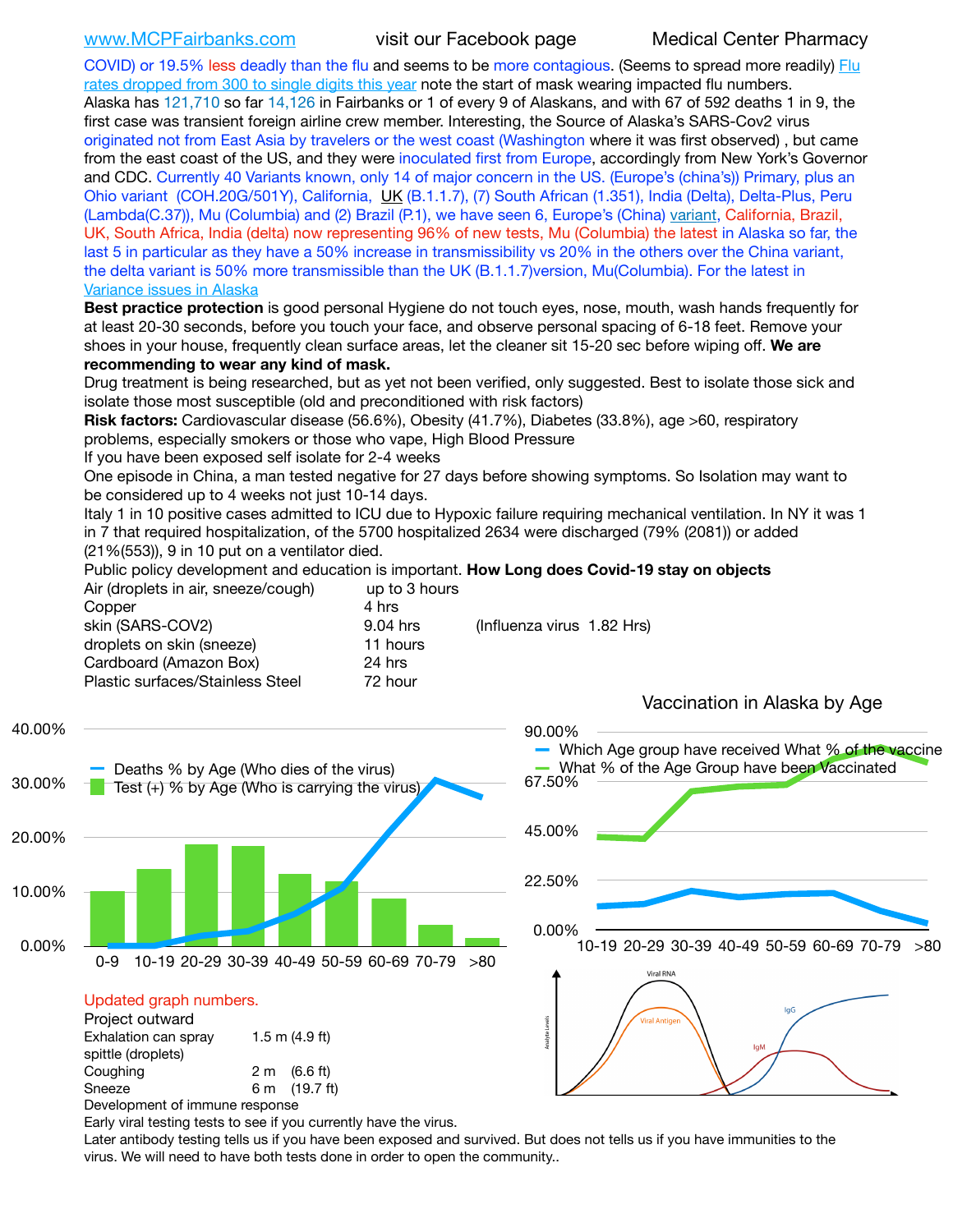www.MCPFairbanks.com visit our Facebook page Medical Center Pharmacy

COVID) or 19.5% less deadly than the flu and seems to be more contagious. (Seems to spread more readily) Flu rates dropped from 300 to single digits this year note the start of mask wearing impacted flu numbers. Alaska has 121,710 so far 14,126 in Fairbanks or 1 of every 9 of Alaskans, and with 67 of 592 deaths 1 in 9, the first case was transient foreign airline crew member. Interesting, the Source of Alaska's SARS-Cov2 virus originated not from East Asia by travelers or the west coast (Washington where it was first observed) , but came from the east coast of the US, and they were inoculated first from Europe, accordingly from New York's Governor and CDC. Currently 40 Variants known, only 14 of major concern in the US. (Europe's (china's)) Primary, plus an Ohio variant (COH.20G/501Y), California, UK (B.1.1.7), (7) South African (1.351), India (Delta), Delta-Plus, Peru (Lambda(C.37)), Mu (Columbia) and (2) Brazil (P.1), we have seen 6, Europe's (China) variant, California, Brazil, UK, South Africa, India (delta) now representing 96% of new tests, Mu (Columbia) the latest in Alaska so far, the last 5 in particular as they have a 50% increase in transmissibility vs 20% in the others over the China variant, the delta variant is 50% more transmissible than the UK (B.1.1.7)version, Mu(Columbia). For the latest in Variance issues in Alaska

**Best practice protection** is good personal Hygiene do not touch eyes, nose, mouth, wash hands frequently for at least 20-30 seconds, before you touch your face, and observe personal spacing of 6-18 feet. Remove your shoes in your house, frequently clean surface areas, let the cleaner sit 15-20 sec before wiping off. **We are recommending to wear any kind of mask.**

Drug treatment is being researched, but as yet not been verified, only suggested. Best to isolate those sick and isolate those most susceptible (old and preconditioned with risk factors)

**Risk factors:** Cardiovascular disease (56.6%), Obesity (41.7%), Diabetes (33.8%), age >60, respiratory problems, especially smokers or those who vape, High Blood Pressure

If you have been exposed self isolate for 2-4 weeks

One episode in China, a man tested negative for 27 days before showing symptoms. So Isolation may want to be considered up to 4 weeks not just 10-14 days.

Italy 1 in 10 positive cases admitted to ICU due to Hypoxic failure requiring mechanical ventilation. In NY it was 1 in 7 that required hospitalization, of the 5700 hospitalized 2634 were discharged (79% (2081)) or added (21%(553)), 9 in 10 put on a ventilator died.

Public policy development and education is important. **How Long does Covid-19 stay on objects**

| | | |
|---|---|---|
| Air (droplets in air, sneeze/cough) | up to 3 hours | |
| Copper | 4 hrs | |
| skin (SARS-COV2) | 9.04 hrs | (Influenza virus 1.82 Hrs) |
| droplets on skin (sneeze) | 11 hours | |
| Cardboard (Amazon Box) | 24 hrs | |
| Plastic surfaces/Stainless Steel | 72 hour | |

Vaccination in Alaska by Age

Updated graph numbers.

Project outward

| | |
|---|---|
| Exhalation can spray spittle (droplets) | 1.5 m (4.9 ft) |
| Coughing | 2 m (6.6 ft) |
| Sneeze | 6 m (19.7 ft) |

Development of immune response

Early viral testing tests to see if you currently have the virus.

Later antibody testing tells us if you have been exposed and survived. But does not tells us if you have immunities to the virus. We will need to have both tests done in order to open the community..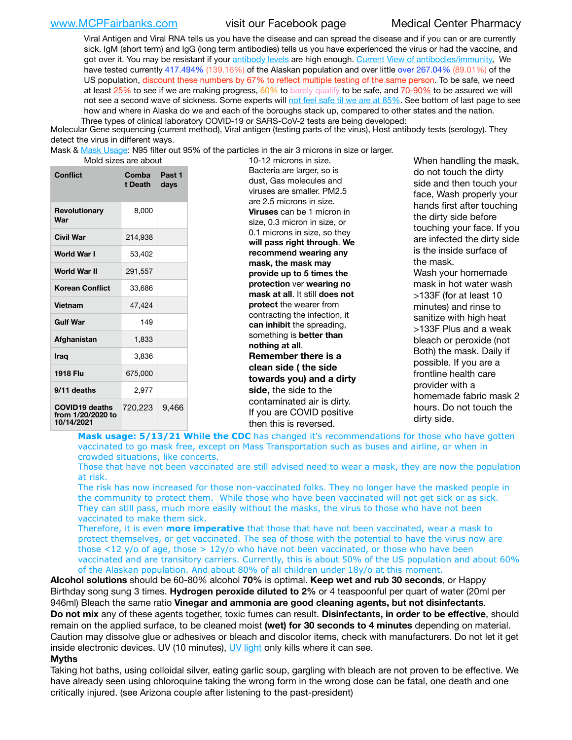www.MCPFairbanks.com visit our Facebook page Medical Center Pharmacy

Viral Antigen and Viral RNA tells us you have the disease and can spread the disease and if you can or are currently sick. IgM (short term) and IgG (long term antibodies) tells us you have experienced the virus or had the vaccine, and got over it. You may be resistant if your antibody levels are high enough. Current View of antibodies/immunity. We have tested currently 417.494% (139.16%) of the Alaskan population and over little over 267.04% (89.01%) of the US population, discount these numbers by 67% to reflect multiple testing of the same person. To be safe, we need at least 25% to see if we are making progress, 60% to barely qualify to be safe, and 70-90% to be assured we will not see a second wave of sickness. Some experts will not feel safe til we are at 85%. See bottom of last page to see how and where in Alaska do we and each of the boroughs stack up, compared to other states and the nation.

Three types of clinical laboratory COVID-19 or SARS-CoV-2 tests are being developed:
Molecular Gene sequencing (current method), Viral antigen (testing parts of the virus), Host antibody tests (serology). They detect the virus in different ways.

Mask & Mask Usage: N95 filter out 95% of the particles in the air 3 microns in size or larger. Mold sizes are about 10-12 microns in size. Bacteria are larger, so is dust, Gas molecules and viruses are smaller. PM2.5 are 2.5 microns in size. **Viruses** can be 1 micron in size, 0.3 micron in size, or 0.1 microns in size, so they **will pass right through**. **We recommend wearing any mask, the mask may provide up to 5 times the protection** ver **wearing no mask at all**. It still **does not protect** the wearer from contracting the infection, it **can inhibit** the spreading, something is **better than nothing at all**.

**Remember there is a clean side ( the side towards you) and a dirty side,** the side to the contaminated air is dirty. If you are COVID positive then this is reversed.

When handling the mask, do not touch the dirty side and then touch your face, Wash properly your hands first after touching the dirty side before touching your face. If you are infected the dirty side is the inside surface of the mask. Wash your homemade mask in hot water wash >133F (for at least 10 minutes) and rinse to sanitize with high heat >133F Plus and a weak bleach or peroxide (not Both) the mask. Daily if possible. If you are a frontline health care provider with a homemade fabric mask 2 hours. Do not touch the dirty side.

| Conflict | Combat Death | Past 1 days |
|---|---|---|
| Revolutionary War | 8,000 | |
| Civil War | 214,938 | |
| World War I | 53,402 | |
| World War II | 291,557 | |
| Korean Conflict | 33,686 | |
| Vietnam | 47,424 | |
| Gulf War | 149 | |
| Afghanistan | 1,833 | |
| Iraq | 3,836 | |
| 1918 Flu | 675,000 | |
| 9/11 deaths | 2,977 | |
| COVID19 deaths from 1/20/2020 to 10/14/2021 | 720,223 | 9,466 |

**Mask usage: 5/13/21 While the CDC** has changed it's recommendations for those who have gotten vaccinated to go mask free, except on Mass Transportation such as buses and airline, or when in crowded situations, like concerts.

Those that have not been vaccinated are still advised need to wear a mask, they are now the population at risk.

The risk has now increased for those non-vaccinated folks. They no longer have the masked people in the community to protect them. While those who have been vaccinated will not get sick or as sick. They can still pass, much more easily without the masks, the virus to those who have not been vaccinated to make them sick.

Therefore, it is even **more imperative** that those that have not been vaccinated, wear a mask to protect themselves, or get vaccinated. The sea of those with the potential to have the virus now are those <12 y/o of age, those > 12y/o who have not been vaccinated, or those who have been vaccinated and are transitory carriers. Currently, this is about 50% of the US population and about 60% of the Alaskan population. And about 80% of all children under 18y/o at this moment.

**Alcohol solutions** should be 60-80% alcohol **70%** is optimal. **Keep wet and rub 30 seconds**, or Happy Birthday song sung 3 times. **Hydrogen peroxide diluted to 2%** or 4 teaspoonful per quart of water (20ml per 946ml) Bleach the same ratio **Vinegar and ammonia are good cleaning agents, but not disinfectants**.

**Do not mix** any of these agents together, toxic fumes can result. **Disinfectants, in order to be effective**, should remain on the applied surface, to be cleaned moist **(wet) for 30 seconds to 4 minutes** depending on material. Caution may dissolve glue or adhesives or bleach and discolor items, check with manufacturers. Do not let it get inside electronic devices. UV (10 minutes), UV light only kills where it can see.

**Myths**

Taking hot baths, using colloidal silver, eating garlic soup, gargling with bleach are not proven to be effective. We have already seen using chloroquine taking the wrong form in the wrong dose can be fatal, one death and one critically injured. (see Arizona couple after listening to the past-president)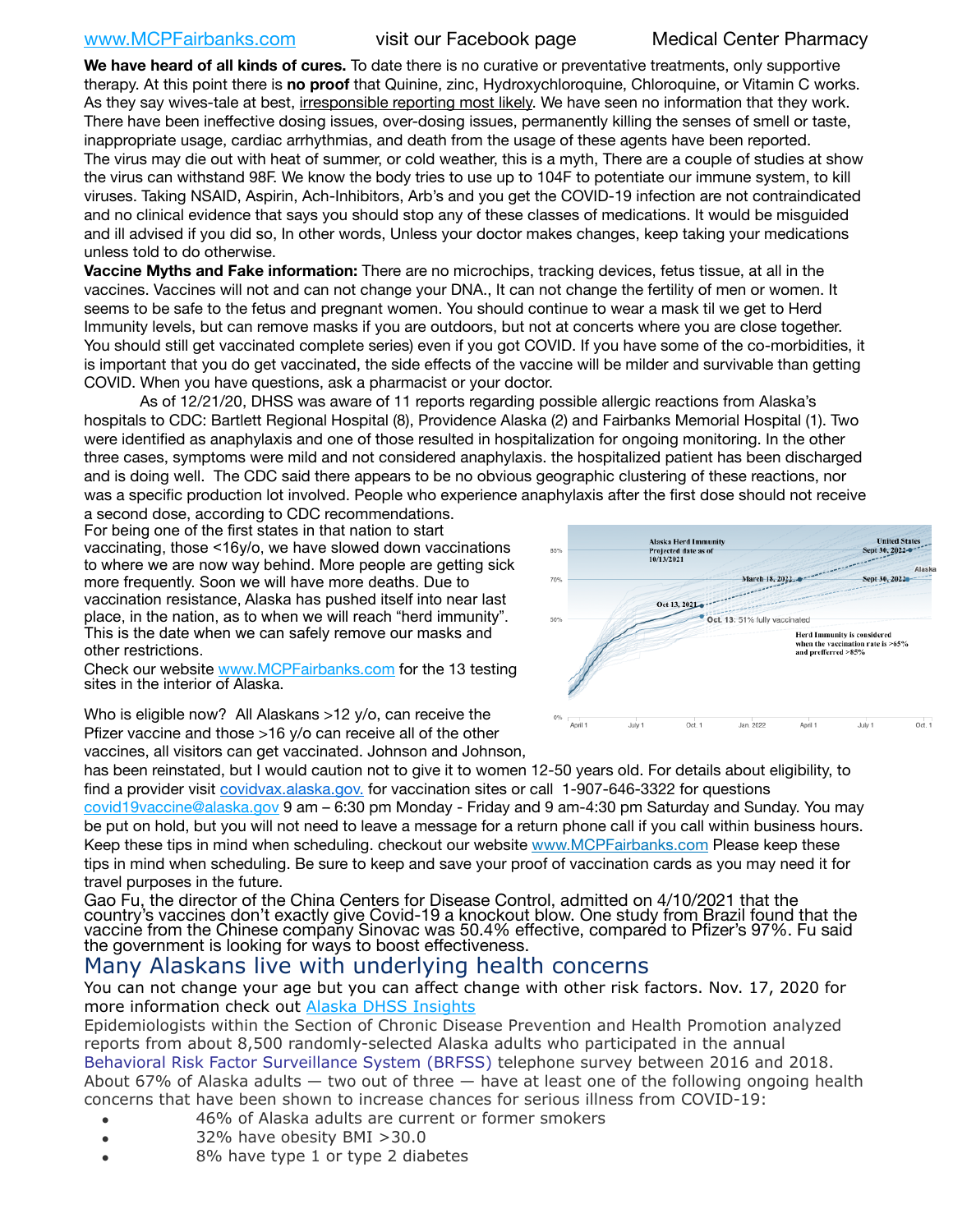www.MCPFairbanks.com visit our Facebook page Medical Center Pharmacy

**We have heard of all kinds of cures.** To date there is no curative or preventative treatments, only supportive therapy. At this point there is **no proof** that Quinine, zinc, Hydroxychloroquine, Chloroquine, or Vitamin C works. As they say wives-tale at best, irresponsible reporting most likely. We have seen no information that they work. There have been ineffective dosing issues, over-dosing issues, permanently killing the senses of smell or taste, inappropriate usage, cardiac arrhythmias, and death from the usage of these agents have been reported. The virus may die out with heat of summer, or cold weather, this is a myth, There are a couple of studies at show the virus can withstand 98F. We know the body tries to use up to 104F to potentiate our immune system, to kill viruses. Taking NSAID, Aspirin, Ach-Inhibitors, Arb's and you get the COVID-19 infection are not contraindicated and no clinical evidence that says you should stop any of these classes of medications. It would be misguided and ill advised if you did so, In other words, Unless your doctor makes changes, keep taking your medications unless told to do otherwise.

**Vaccine Myths and Fake information:** There are no microchips, tracking devices, fetus tissue, at all in the vaccines. Vaccines will not and can not change your DNA., It can not change the fertility of men or women. It seems to be safe to the fetus and pregnant women. You should continue to wear a mask til we get to Herd Immunity levels, but can remove masks if you are outdoors, but not at concerts where you are close together. You should still get vaccinated complete series) even if you got COVID. If you have some of the co-morbidities, it is important that you do get vaccinated, the side effects of the vaccine will be milder and survivable than getting COVID. When you have questions, ask a pharmacist or your doctor.

As of 12/21/20, DHSS was aware of 11 reports regarding possible allergic reactions from Alaska's hospitals to CDC: Bartlett Regional Hospital (8), Providence Alaska (2) and Fairbanks Memorial Hospital (1). Two were identified as anaphylaxis and one of those resulted in hospitalization for ongoing monitoring. In the other three cases, symptoms were mild and not considered anaphylaxis. the hospitalized patient has been discharged and is doing well. The CDC said there appears to be no obvious geographic clustering of these reactions, nor was a specific production lot involved. People who experience anaphylaxis after the first dose should not receive a second dose, according to CDC recommendations.

For being one of the first states in that nation to start vaccinating, those <16y/o, we have slowed down vaccinations to where we are now way behind. More people are getting sick more frequently. Soon we will have more deaths. Due to vaccination resistance, Alaska has pushed itself into near last place, in the nation, as to when we will reach "herd immunity". This is the date when we can safely remove our masks and other restrictions.

Check our website www.MCPFairbanks.com for the 13 testing sites in the interior of Alaska.

Who is eligible now? All Alaskans >12 y/o, can receive the Pfizer vaccine and those >16 y/o can receive all of the other vaccines, all visitors can get vaccinated. Johnson and Johnson, has been reinstated, but I would caution not to give it to women 12-50 years old. For details about eligibility, to find a provider visit covidvax.alaska.gov. for vaccination sites or call 1-907-646-3322 for questions covid19vaccine@alaska.gov 9 am – 6:30 pm Monday - Friday and 9 am-4:30 pm Saturday and Sunday. You may be put on hold, but you will not need to leave a message for a return phone call if you call within business hours. Keep these tips in mind when scheduling. checkout our website www.MCPFairbanks.com Please keep these tips in mind when scheduling. Be sure to keep and save your proof of vaccination cards as you may need it for travel purposes in the future.

Gao Fu, the director of the China Centers for Disease Control, admitted on 4/10/2021 that the country's vaccines don't exactly give Covid-19 a knockout blow. One study from Brazil found that the vaccine from the Chinese company Sinovac was 50.4% effective, compared to Pfizer's 97%. Fu said the government is looking for ways to boost effectiveness.

## Many Alaskans live with underlying health concerns

You can not change your age but you can affect change with other risk factors. Nov. 17, 2020 for more information check out Alaska DHSS Insights

Epidemiologists within the Section of Chronic Disease Prevention and Health Promotion analyzed reports from about 8,500 randomly-selected Alaska adults who participated in the annual Behavioral Risk Factor Surveillance System (BRFSS) telephone survey between 2016 and 2018. About 67% of Alaska adults — two out of three — have at least one of the following ongoing health concerns that have been shown to increase chances for serious illness from COVID-19:

- 46% of Alaska adults are current or former smokers
- 32% have obesity BMI >30.0
- 8% have type 1 or type 2 diabetes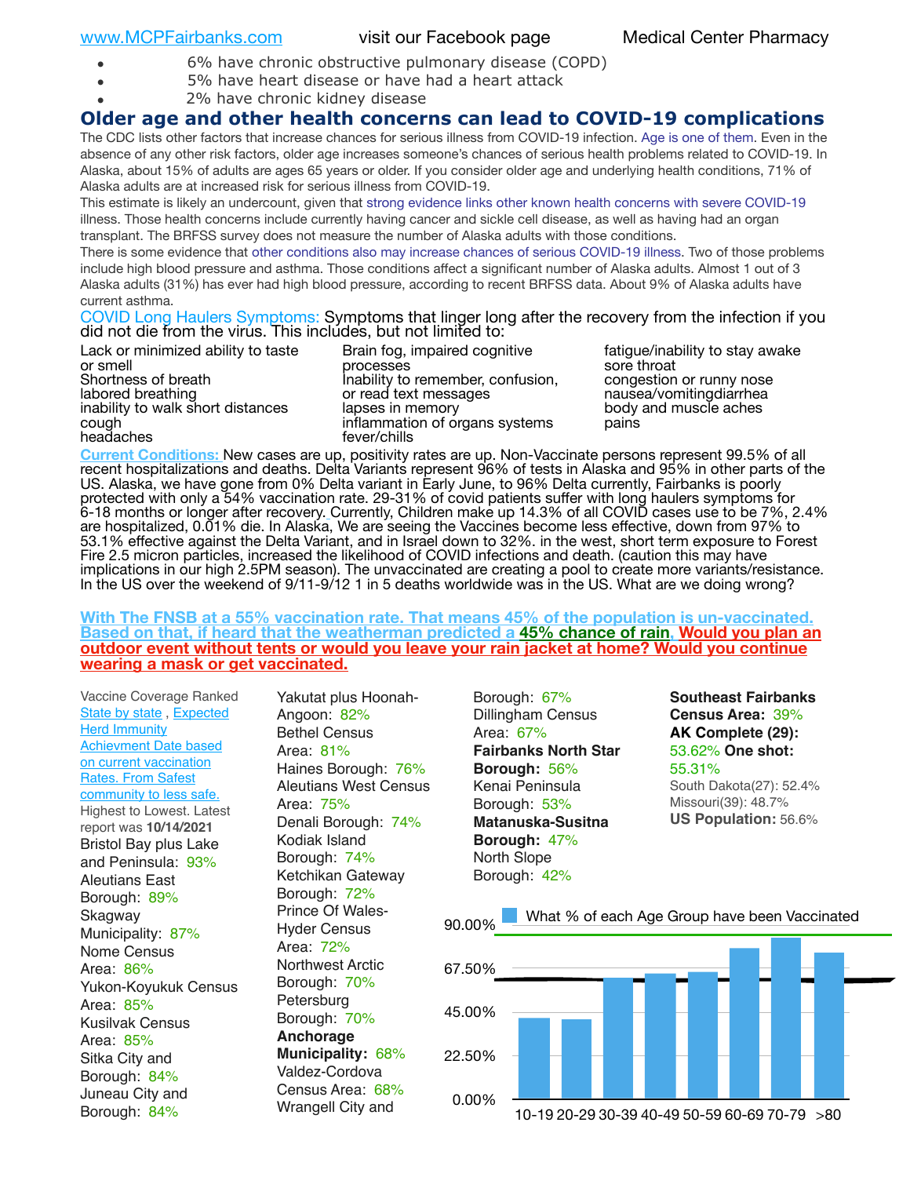www.MCPFairbanks.com visit our Facebook page Medical Center Pharmacy

- 6% have chronic obstructive pulmonary disease (COPD)
- 5% have heart disease or have had a heart attack
- 2% have chronic kidney disease

## Older age and other health concerns can lead to COVID-19 complications

The CDC lists other factors that increase chances for serious illness from COVID-19 infection. Age is one of them. Even in the absence of any other risk factors, older age increases someone's chances of serious health problems related to COVID-19. In Alaska, about 15% of adults are ages 65 years or older. If you consider older age and underlying health conditions, 71% of Alaska adults are at increased risk for serious illness from COVID-19.

This estimate is likely an undercount, given that strong evidence links other known health concerns with severe COVID-19 illness. Those health concerns include currently having cancer and sickle cell disease, as well as having had an organ transplant. The BRFSS survey does not measure the number of Alaska adults with those conditions.

There is some evidence that other conditions also may increase chances of serious COVID-19 illness. Two of those problems include high blood pressure and asthma. Those conditions affect a significant number of Alaska adults. Almost 1 out of 3 Alaska adults (31%) has ever had high blood pressure, according to recent BRFSS data. About 9% of Alaska adults have current asthma.

COVID Long Haulers Symptoms: Symptoms that linger long after the recovery from the infection if you did not die from the virus. This includes, but not limited to:

| | | |
|---|---|---|
| Lack or minimized ability to taste or smell | Brain fog, impaired cognitive processes | fatigue/inability to stay awake |
| Shortness of breath | Inability to remember, confusion, or read text messages | sore throat |
| labored breathing | lapses in memory | congestion or runny nose |
| inability to walk short distances | inflammation of organs systems | nausea/vomitingdiarrhea |
| cough | fever/chills | body and muscle aches |
| headaches | | pains |

**Current Conditions:** New cases are up, positivity rates are up. Non-Vaccinate persons represent 99.5% of all recent hospitalizations and deaths. Delta Variants represent 96% of tests in Alaska and 95% in other parts of the US. Alaska, we have gone from 0% Delta variant in Early June, to 96% Delta currently, Fairbanks is poorly protected with only a 54% vaccination rate. 29-31% of covid patients suffer with long haulers symptoms for 6-18 months or longer after recovery. Currently, Children make up 14.3% of all COVID cases use to be 7%, 2.4% are hospitalized, 0.01% die. In Alaska, We are seeing the Vaccines become less effective, down from 97% to 53.1% effective against the Delta Variant, and in Israel down to 32%. in the west, short term exposure to Forest Fire 2.5 micron particles, increased the likelihood of COVID infections and death. (caution this may have implications in our high 2.5PM season). The unvaccinated are creating a pool to create more variants/resistance. In the US over the weekend of 9/11-9/12 1 in 5 deaths worldwide was in the US. What are we doing wrong?

**With The FNSB at a 55% vaccination rate. That means 45% of the population is un-vaccinated. Based on that, if heard that the weatherman predicted a 45% chance of rain, Would you plan an outdoor event without tents or would you leave your rain jacket at home? Would you continue wearing a mask or get vaccinated.**

Vaccine Coverage Ranked State by state, Expected Herd Immunity Achievment Date based on current vaccination Rates. From Safest community to less safe. Highest to Lowest. Latest report was **10/14/2021**

- Bristol Bay plus Lake and Peninsula: 93%
- Aleutians East Borough: 89%
- Skagway Municipality: 87%
- Nome Census Area: 86%
- Yukon-Koyukuk Census Area: 85%
- Kusilvak Census Area: 85%
- Sitka City and Borough: 84%
- Juneau City and Borough: 84%
- Yakutat plus Hoonah-Angoon: 82%
- Bethel Census Area: 81%
- Haines Borough: 76%
- Aleutians West Census Area: 75%
- Denali Borough: 74%
- Kodiak Island Borough: 74%
- Ketchikan Gateway Borough: 72%
- Prince Of Wales-Hyder Census Area: 72%
- Northwest Arctic Borough: 70%
- Petersburg Borough: 70%
- **Anchorage Municipality:** 68%
- Valdez-Cordova Census Area: 68%
- Wrangell City and Borough: 67%
- Dillingham Census Area: 67%
- **Fairbanks North Star Borough:** 56%
- Kenai Peninsula Borough: 53%
- **Matanuska-Susitna Borough:** 47%
- North Slope Borough: 42%
- **Southeast Fairbanks Census Area:** 39%
- **AK Complete (29):** 53.62% **One shot:** 55.31%
- South Dakota(27): 52.4%
- Missouri(39): 48.7%
- **US Population:** 56.6%

What % of each Age Group have been Vaccinated

90.00%
67.50%
45.00%
22.50%
0.00%

10-19 20-29 30-39 40-49 50-59 60-69 70-79 >80